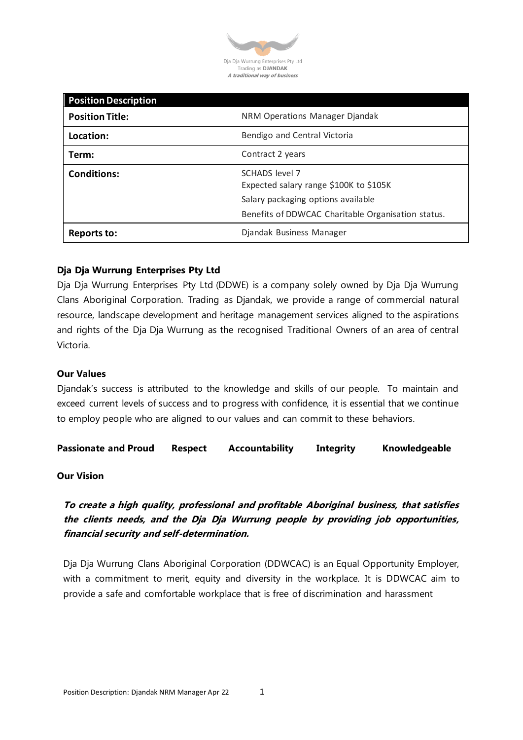Dja Dja Wurrung Enterprises Pty Ltd
Trading as **DJANDAK**
***A traditional way of business***

| **Position Description** | |
|---|---|
| **Position Title:** | NRM Operations Manager Djandak |
| **Location:** | Bendigo and Central Victoria |
| **Term:** | Contract 2 years |
| **Conditions:** | SCHADS level 7<br>Expected salary range $100K to $105K<br>Salary packaging options available<br>Benefits of DDWCAC Charitable Organisation status. |
| **Reports to:** | Djandak Business Manager |

### Dja Dja Wurrung Enterprises Pty Ltd

Dja Dja Wurrung Enterprises Pty Ltd (DDWE) is a company solely owned by Dja Dja Wurrung Clans Aboriginal Corporation. Trading as Djandak, we provide a range of commercial natural resource, landscape development and heritage management services aligned to the aspirations and rights of the Dja Dja Wurrung as the recognised Traditional Owners of an area of central Victoria.

### Our Values

Djandak's success is attributed to the knowledge and skills of our people. To maintain and exceed current levels of success and to progress with confidence, it is essential that we continue to employ people who are aligned to our values and can commit to these behaviors.

**Passionate and Proud** **Respect** **Accountability** **Integrity** **Knowledgeable**

### Our Vision

***To create a high quality, professional and profitable Aboriginal business, that satisfies the clients needs, and the Dja Dja Wurrung people by providing job opportunities, financial security and self-determination.***

Dja Dja Wurrung Clans Aboriginal Corporation (DDWCAC) is an Equal Opportunity Employer, with a commitment to merit, equity and diversity in the workplace. It is DDWCAC aim to provide a safe and comfortable workplace that is free of discrimination and harassment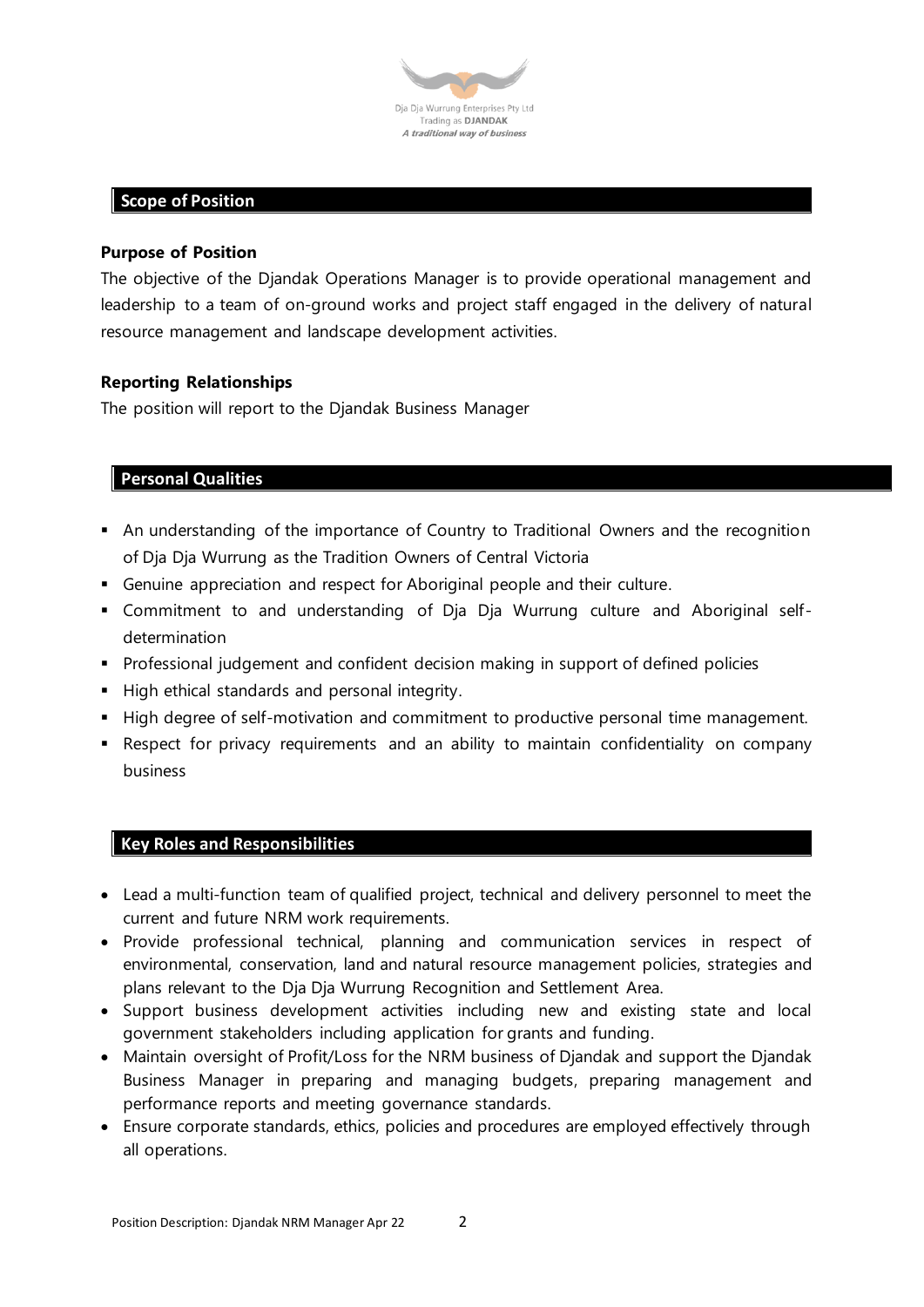## Scope of Position

### Purpose of Position

The objective of the Djandak Operations Manager is to provide operational management and leadership to a team of on-ground works and project staff engaged in the delivery of natural resource management and landscape development activities.

### Reporting Relationships

The position will report to the Djandak Business Manager

## Personal Qualities

- An understanding of the importance of Country to Traditional Owners and the recognition of Dja Dja Wurrung as the Tradition Owners of Central Victoria
- Genuine appreciation and respect for Aboriginal people and their culture.
- Commitment to and understanding of Dja Dja Wurrung culture and Aboriginal self-determination
- Professional judgement and confident decision making in support of defined policies
- High ethical standards and personal integrity.
- High degree of self-motivation and commitment to productive personal time management.
- Respect for privacy requirements and an ability to maintain confidentiality on company business

## Key Roles and Responsibilities

- Lead a multi-function team of qualified project, technical and delivery personnel to meet the current and future NRM work requirements.
- Provide professional technical, planning and communication services in respect of environmental, conservation, land and natural resource management policies, strategies and plans relevant to the Dja Dja Wurrung Recognition and Settlement Area.
- Support business development activities including new and existing state and local government stakeholders including application for grants and funding.
- Maintain oversight of Profit/Loss for the NRM business of Djandak and support the Djandak Business Manager in preparing and managing budgets, preparing management and performance reports and meeting governance standards.
- Ensure corporate standards, ethics, policies and procedures are employed effectively through all operations.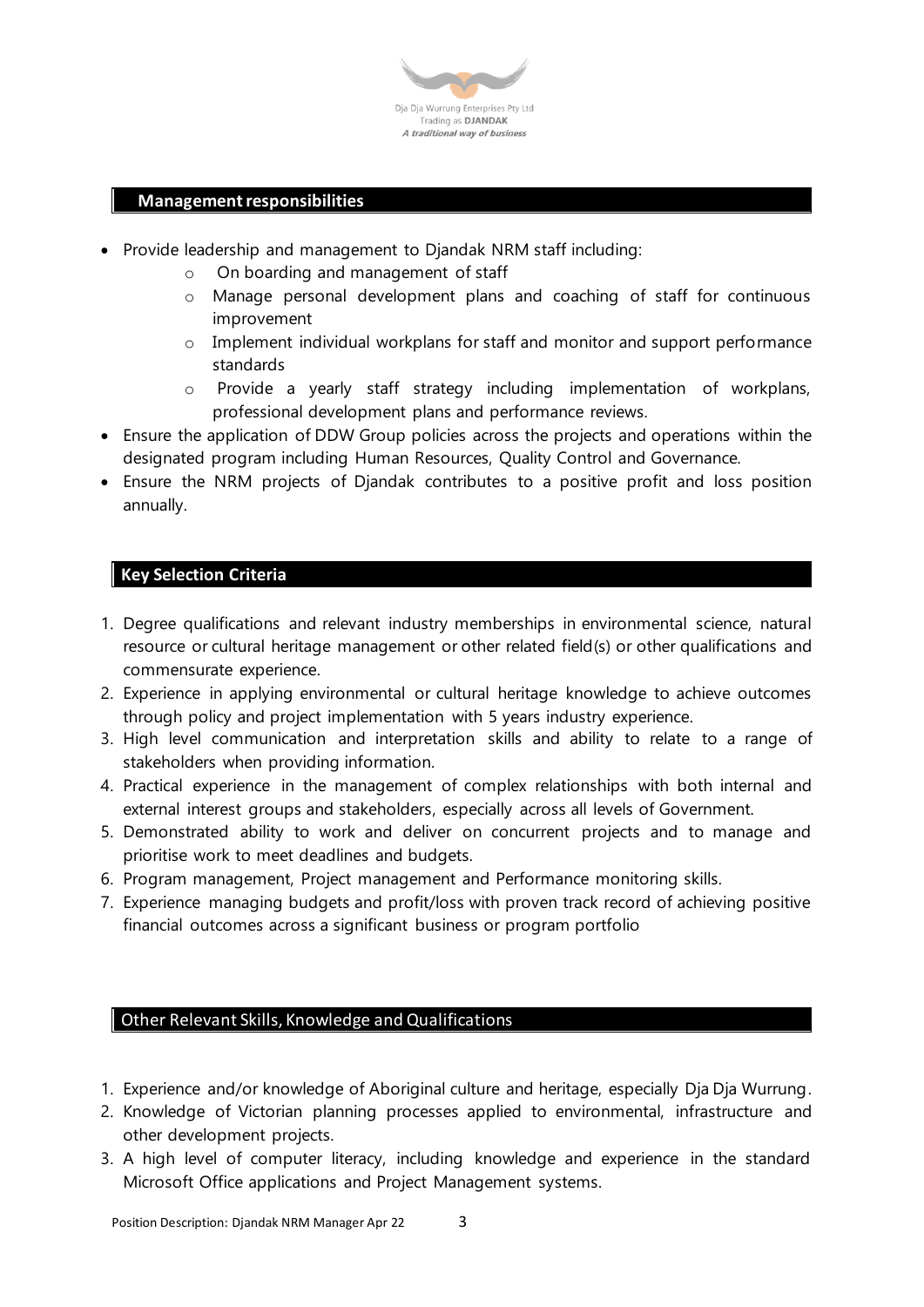## Management responsibilities

- Provide leadership and management to Djandak NRM staff including:
  - On boarding and management of staff
  - Manage personal development plans and coaching of staff for continuous improvement
  - Implement individual workplans for staff and monitor and support performance standards
  - Provide a yearly staff strategy including implementation of workplans, professional development plans and performance reviews.
- Ensure the application of DDW Group policies across the projects and operations within the designated program including Human Resources, Quality Control and Governance.
- Ensure the NRM projects of Djandak contributes to a positive profit and loss position annually.

## Key Selection Criteria

1. Degree qualifications and relevant industry memberships in environmental science, natural resource or cultural heritage management or other related field(s) or other qualifications and commensurate experience.
2. Experience in applying environmental or cultural heritage knowledge to achieve outcomes through policy and project implementation with 5 years industry experience.
3. High level communication and interpretation skills and ability to relate to a range of stakeholders when providing information.
4. Practical experience in the management of complex relationships with both internal and external interest groups and stakeholders, especially across all levels of Government.
5. Demonstrated ability to work and deliver on concurrent projects and to manage and prioritise work to meet deadlines and budgets.
6. Program management, Project management and Performance monitoring skills.
7. Experience managing budgets and profit/loss with proven track record of achieving positive financial outcomes across a significant business or program portfolio

## Other Relevant Skills, Knowledge and Qualifications

1. Experience and/or knowledge of Aboriginal culture and heritage, especially Dja Dja Wurrung.
2. Knowledge of Victorian planning processes applied to environmental, infrastructure and other development projects.
3. A high level of computer literacy, including knowledge and experience in the standard Microsoft Office applications and Project Management systems.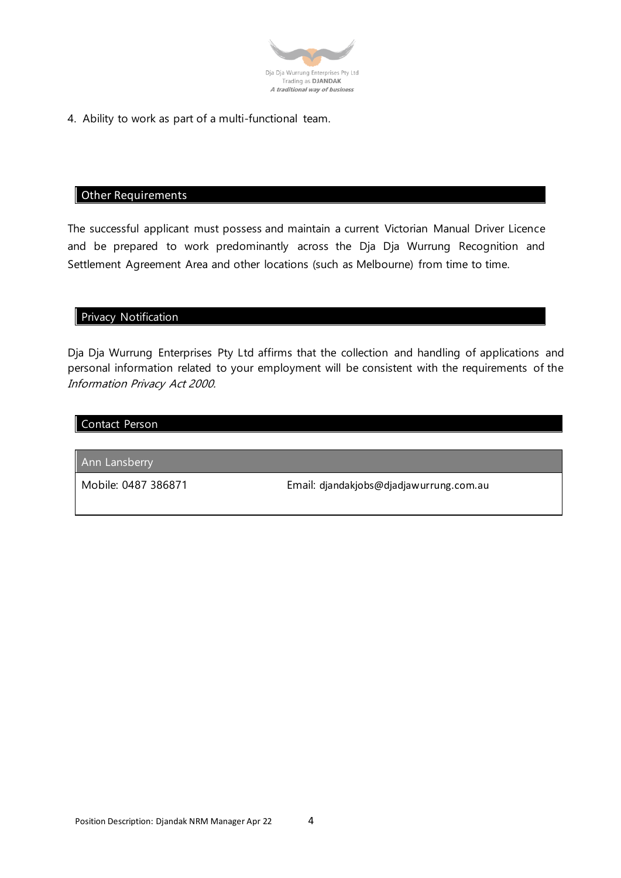4. Ability to work as part of a multi-functional team.

## Other Requirements

The successful applicant must possess and maintain a current Victorian Manual Driver Licence and be prepared to work predominantly across the Dja Dja Wurrung Recognition and Settlement Agreement Area and other locations (such as Melbourne) from time to time.

## Privacy Notification

Dja Dja Wurrung Enterprises Pty Ltd affirms that the collection and handling of applications and personal information related to your employment will be consistent with the requirements of the *Information Privacy Act 2000.*

## Contact Person

| Ann Lansberry | |
|---|---|
| Mobile: 0487 386871 | Email: djandakjobs@djadjawurrung.com.au |